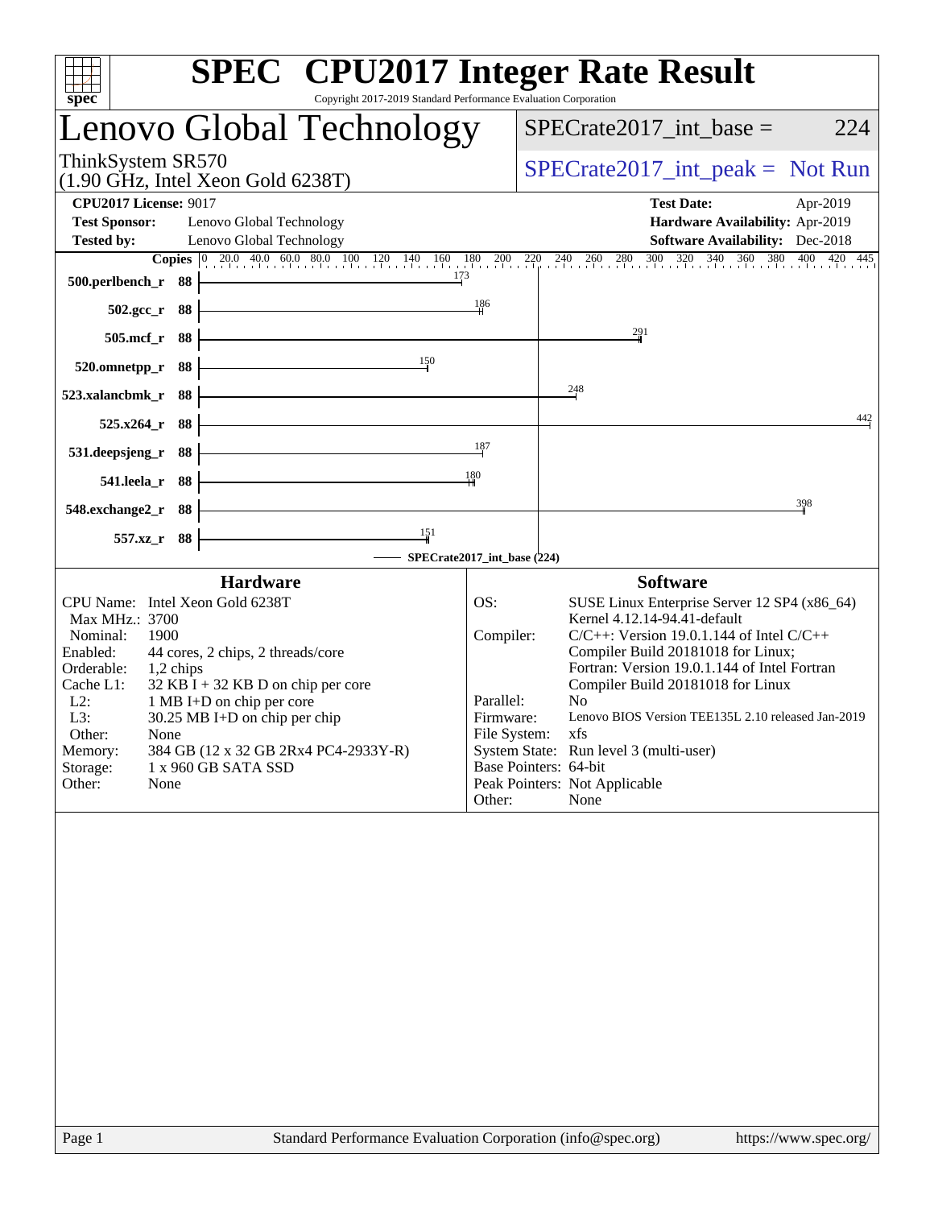# SPEC CPU2017 Integer Rate Result

Copyright 2017-2019 Standard Performance Evaluation Corporation

## Lenovo Global Technology

ThinkSystem SR570
(1.90 GHz, Intel Xeon Gold 6238T)

SPECrate2017_int_base = 224

SPECrate2017_int_peak = Not Run

**CPU2017 License:** 9017
**Test Sponsor:** Lenovo Global Technology
**Tested by:** Lenovo Global Technology

**Test Date:** Apr-2019
**Hardware Availability:** Apr-2019
**Software Availability:** Dec-2018

| Benchmark | Copies | Base Ratio |
|---|---|---|
| 500.perlbench_r | 88 | 173 |
| 502.gcc_r | 88 | 186 |
| 505.mcf_r | 88 | 291 |
| 520.omnetpp_r | 88 | 150 |
| 523.xalancbmk_r | 88 | 248 |
| 525.x264_r | 88 | 442 |
| 531.deepsjeng_r | 88 | 187 |
| 541.leela_r | 88 | 180 |
| 548.exchange2_r | 88 | 398 |
| 557.xz_r | 88 | 151 |

SPECrate2017_int_base (224)

### Hardware

| | |
|---|---|
| CPU Name: | Intel Xeon Gold 6238T |
| Max MHz.: | 3700 |
| Nominal: | 1900 |
| Enabled: | 44 cores, 2 chips, 2 threads/core |
| Orderable: | 1,2 chips |
| Cache L1: | 32 KB I + 32 KB D on chip per core |
| L2: | 1 MB I+D on chip per core |
| L3: | 30.25 MB I+D on chip per chip |
| Other: | None |
| Memory: | 384 GB (12 x 32 GB 2Rx4 PC4-2933Y-R) |
| Storage: | 1 x 960 GB SATA SSD |
| Other: | None |

### Software

| | |
|---|---|
| OS: | SUSE Linux Enterprise Server 12 SP4 (x86_64) Kernel 4.12.14-94.41-default |
| Compiler: | C/C++: Version 19.0.1.144 of Intel C/C++ Compiler Build 20181018 for Linux; Fortran: Version 19.0.1.144 of Intel Fortran Compiler Build 20181018 for Linux |
| Parallel: | No |
| Firmware: | Lenovo BIOS Version TEE135L 2.10 released Jan-2019 |
| File System: | xfs |
| System State: | Run level 3 (multi-user) |
| Base Pointers: | 64-bit |
| Peak Pointers: | Not Applicable |
| Other: | None |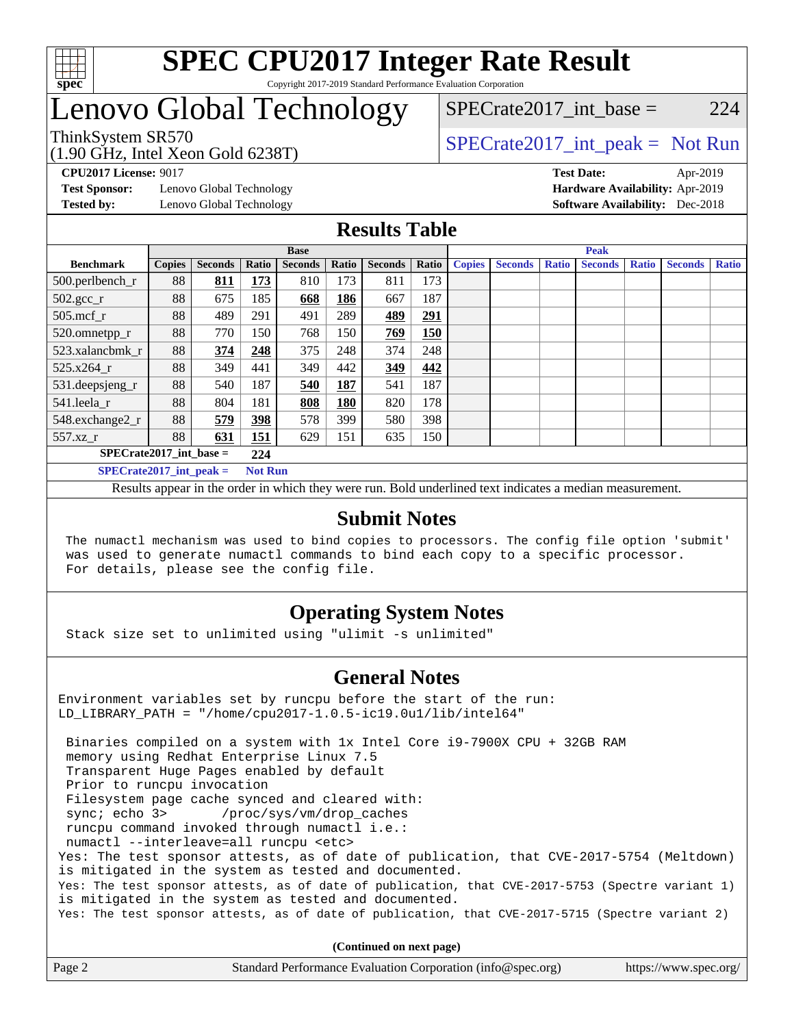# SPEC CPU2017 Integer Rate Result

Copyright 2017-2019 Standard Performance Evaluation Corporation

# Lenovo Global Technology

ThinkSystem SR570
(1.90 GHz, Intel Xeon Gold 6238T)

SPECrate2017_int_base = 224

SPECrate2017_int_peak = Not Run

**CPU2017 License:** 9017
**Test Sponsor:** Lenovo Global Technology
**Tested by:** Lenovo Global Technology

**Test Date:** Apr-2019
**Hardware Availability:** Apr-2019
**Software Availability:** Dec-2018

## Results Table

| | Base | | | | | | | Peak | | | | | | |
|---|---|---|---|---|---|---|---|---|---|---|---|---|---|---|
| **Benchmark** | **Copies** | **Seconds** | **Ratio** | **Seconds** | **Ratio** | **Seconds** | **Ratio** | **Copies** | **Seconds** | **Ratio** | **Seconds** | **Ratio** | **Seconds** | **Ratio** |
| 500.perlbench_r | 88 | **811** | **173** | 810 | 173 | 811 | 173 | | | | | | | |
| 502.gcc_r | 88 | 675 | 185 | **668** | **186** | 667 | 187 | | | | | | | |
| 505.mcf_r | 88 | 489 | 291 | 491 | 289 | **489** | **291** | | | | | | | |
| 520.omnetpp_r | 88 | 770 | 150 | 768 | 150 | **769** | **150** | | | | | | | |
| 523.xalancbmk_r | 88 | **374** | **248** | 375 | 248 | 374 | 248 | | | | | | | |
| 525.x264_r | 88 | 349 | 441 | 349 | 442 | **349** | **442** | | | | | | | |
| 531.deepsjeng_r | 88 | 540 | 187 | **540** | **187** | 541 | 187 | | | | | | | |
| 541.leela_r | 88 | 804 | 181 | **808** | **180** | 820 | 178 | | | | | | | |
| 548.exchange2_r | 88 | **579** | **398** | 578 | 399 | 580 | 398 | | | | | | | |
| 557.xz_r | 88 | **631** | **151** | 629 | 151 | 635 | 150 | | | | | | | |

**SPECrate2017_int_base = 224**

**SPECrate2017_int_peak = Not Run**

Results appear in the order in which they were run. Bold underlined text indicates a median measurement.

## Submit Notes

```
The numactl mechanism was used to bind copies to processors. The config file option 'submit'
was used to generate numactl commands to bind each copy to a specific processor.
For details, please see the config file.
```

## Operating System Notes

```
Stack size set to unlimited using "ulimit -s unlimited"
```

## General Notes

```
Environment variables set by runcpu before the start of the run:
LD_LIBRARY_PATH = "/home/cpu2017-1.0.5-ic19.0u1/lib/intel64"

 Binaries compiled on a system with 1x Intel Core i9-7900X CPU + 32GB RAM
 memory using Redhat Enterprise Linux 7.5
 Transparent Huge Pages enabled by default
 Prior to runcpu invocation
 Filesystem page cache synced and cleared with:
 sync; echo 3>       /proc/sys/vm/drop_caches
 runcpu command invoked through numactl i.e.:
 numactl --interleave=all runcpu <etc>
Yes: The test sponsor attests, as of date of publication, that CVE-2017-5754 (Meltdown)
is mitigated in the system as tested and documented.
Yes: The test sponsor attests, as of date of publication, that CVE-2017-5753 (Spectre variant 1)
is mitigated in the system as tested and documented.
Yes: The test sponsor attests, as of date of publication, that CVE-2017-5715 (Spectre variant 2)
```

**(Continued on next page)**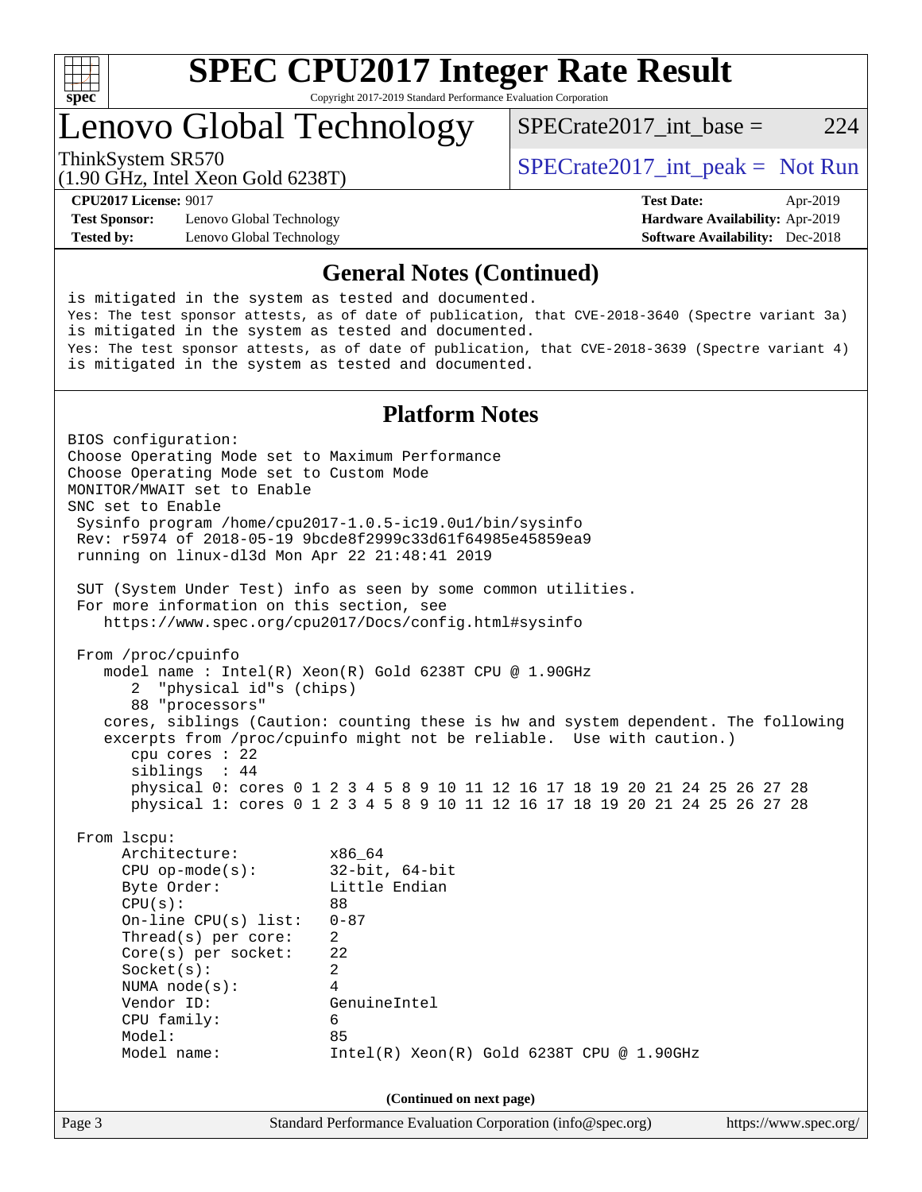## General Notes (Continued)

```
is mitigated in the system as tested and documented.
Yes: The test sponsor attests, as of date of publication, that CVE-2018-3640 (Spectre variant 3a)
is mitigated in the system as tested and documented.
Yes: The test sponsor attests, as of date of publication, that CVE-2018-3639 (Spectre variant 4)
is mitigated in the system as tested and documented.
```

## Platform Notes

```
BIOS configuration:
Choose Operating Mode set to Maximum Performance
Choose Operating Mode set to Custom Mode
MONITOR/MWAIT set to Enable
SNC set to Enable
 Sysinfo program /home/cpu2017-1.0.5-ic19.0u1/bin/sysinfo
 Rev: r5974 of 2018-05-19 9bcde8f2999c33d61f64985e45859ea9
 running on linux-dl3d Mon Apr 22 21:48:41 2019

 SUT (System Under Test) info as seen by some common utilities.
 For more information on this section, see
    https://www.spec.org/cpu2017/Docs/config.html#sysinfo

 From /proc/cpuinfo
    model name : Intel(R) Xeon(R) Gold 6238T CPU @ 1.90GHz
       2  "physical id"s (chips)
       88 "processors"
    cores, siblings (Caution: counting these is hw and system dependent. The following
    excerpts from /proc/cpuinfo might not be reliable.  Use with caution.)
       cpu cores : 22
       siblings  : 44
       physical 0: cores 0 1 2 3 4 5 8 9 10 11 12 16 17 18 19 20 21 24 25 26 27 28
       physical 1: cores 0 1 2 3 4 5 8 9 10 11 12 16 17 18 19 20 21 24 25 26 27 28

 From lscpu:
      Architecture:          x86_64
      CPU op-mode(s):        32-bit, 64-bit
      Byte Order:            Little Endian
      CPU(s):                88
      On-line CPU(s) list:   0-87
      Thread(s) per core:    2
      Core(s) per socket:    22
      Socket(s):             2
      NUMA node(s):          4
      Vendor ID:             GenuineIntel
      CPU family:            6
      Model:                 85
      Model name:            Intel(R) Xeon(R) Gold 6238T CPU @ 1.90GHz
```

(Continued on next page)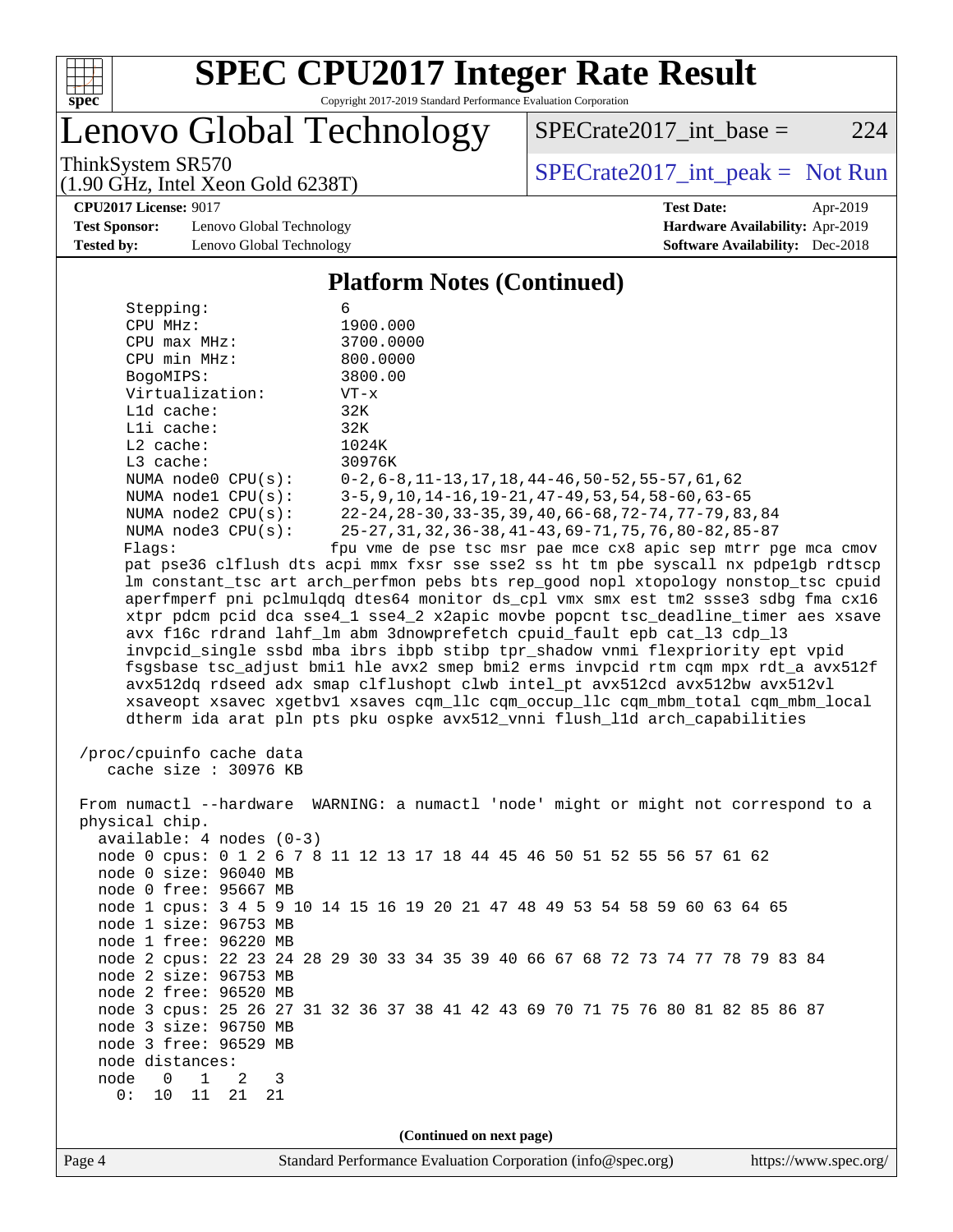## Platform Notes (Continued)

```
    Stepping:              6
    CPU MHz:               1900.000
    CPU max MHz:           3700.0000
    CPU min MHz:           800.0000
    BogoMIPS:              3800.00
    Virtualization:        VT-x
    L1d cache:             32K
    L1i cache:             32K
    L2 cache:              1024K
    L3 cache:              30976K
    NUMA node0 CPU(s):     0-2,6-8,11-13,17,18,44-46,50-52,55-57,61,62
    NUMA node1 CPU(s):     3-5,9,10,14-16,19-21,47-49,53,54,58-60,63-65
    NUMA node2 CPU(s):     22-24,28-30,33-35,39,40,66-68,72-74,77-79,83,84
    NUMA node3 CPU(s):     25-27,31,32,36-38,41-43,69-71,75,76,80-82,85-87
    Flags:                fpu vme de pse tsc msr pae mce cx8 apic sep mtrr pge mca cmov
    pat pse36 clflush dts acpi mmx fxsr sse sse2 ss ht tm pbe syscall nx pdpe1gb rdtscp
    lm constant_tsc art arch_perfmon pebs bts rep_good nopl xtopology nonstop_tsc cpuid
    aperfmperf pni pclmulqdq dtes64 monitor ds_cpl vmx smx est tm2 ssse3 sdbg fma cx16
    xtpr pdcm pcid dca sse4_1 sse4_2 x2apic movbe popcnt tsc_deadline_timer aes xsave
    avx f16c rdrand lahf_lm abm 3dnowprefetch cpuid_fault epb cat_l3 cdp_l3
    invpcid_single ssbd mba ibrs ibpb stibp tpr_shadow vnmi flexpriority ept vpid
    fsgsbase tsc_adjust bmi1 hle avx2 smep bmi2 erms invpcid rtm cqm mpx rdt_a avx512f
    avx512dq rdseed adx smap clflushopt clwb intel_pt avx512cd avx512bw avx512vl
    xsaveopt xsavec xgetbv1 xsaves cqm_llc cqm_occup_llc cqm_mbm_total cqm_mbm_local
    dtherm ida arat pln pts pku ospke avx512_vnni flush_l1d arch_capabilities

 /proc/cpuinfo cache data
    cache size : 30976 KB

 From numactl --hardware  WARNING: a numactl 'node' might or might not correspond to a
 physical chip.
   available: 4 nodes (0-3)
   node 0 cpus: 0 1 2 6 7 8 11 12 13 17 18 44 45 46 50 51 52 55 56 57 61 62
   node 0 size: 96040 MB
   node 0 free: 95667 MB
   node 1 cpus: 3 4 5 9 10 14 15 16 19 20 21 47 48 49 53 54 58 59 60 63 64 65
   node 1 size: 96753 MB
   node 1 free: 96220 MB
   node 2 cpus: 22 23 24 28 29 30 33 34 35 39 40 66 67 68 72 73 74 77 78 79 83 84
   node 2 size: 96753 MB
   node 2 free: 96520 MB
   node 3 cpus: 25 26 27 31 32 36 37 38 41 42 43 69 70 71 75 76 80 81 82 85 86 87
   node 3 size: 96750 MB
   node 3 free: 96529 MB
   node distances:
   node   0   1   2   3
     0:  10  11  21  21
```

(Continued on next page)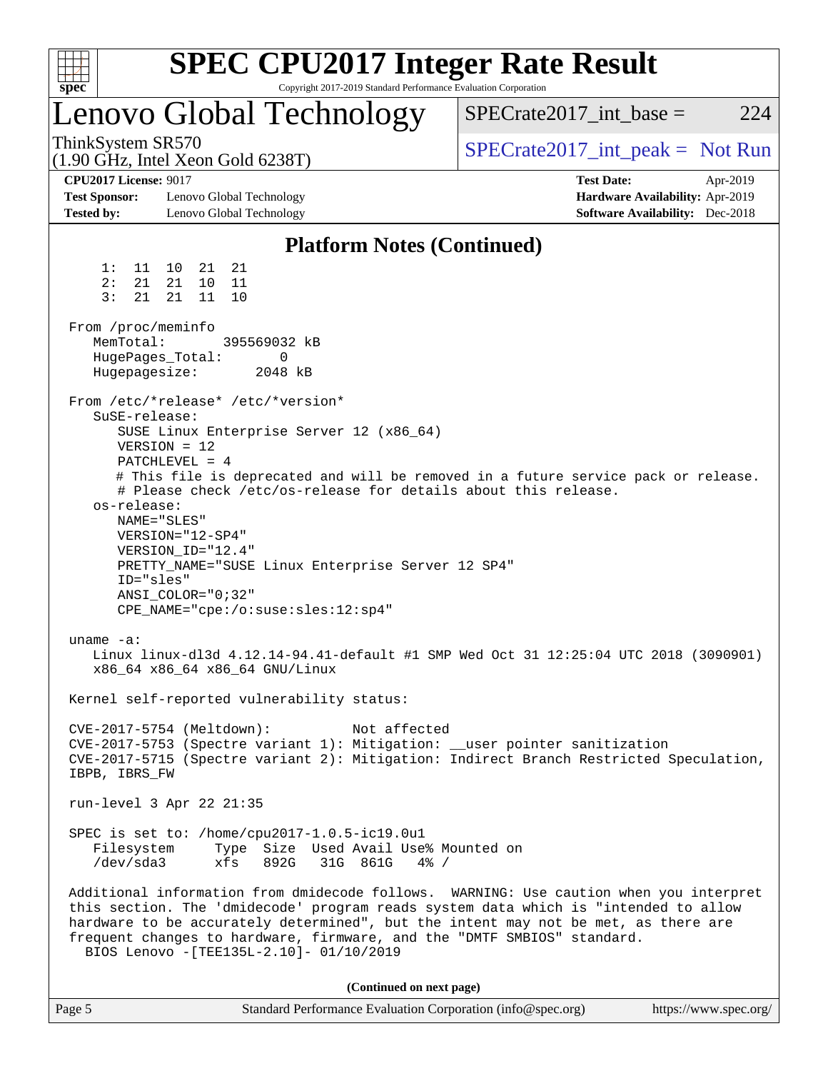## Platform Notes (Continued)

```
     1:  11  10  21  21
     2:  21  21  10  11
     3:  21  21  11  10

 From /proc/meminfo
    MemTotal:       395569032 kB
    HugePages_Total:        0
    Hugepagesize:        2048 kB

 From /etc/*release* /etc/*version*
    SuSE-release:
       SUSE Linux Enterprise Server 12 (x86_64)
       VERSION = 12
       PATCHLEVEL = 4
       # This file is deprecated and will be removed in a future service pack or release.
       # Please check /etc/os-release for details about this release.
    os-release:
       NAME="SLES"
       VERSION="12-SP4"
       VERSION_ID="12.4"
       PRETTY_NAME="SUSE Linux Enterprise Server 12 SP4"
       ID="sles"
       ANSI_COLOR="0;32"
       CPE_NAME="cpe:/o:suse:sles:12:sp4"

 uname -a:
    Linux linux-dl3d 4.12.14-94.41-default #1 SMP Wed Oct 31 12:25:04 UTC 2018 (3090901)
    x86_64 x86_64 x86_64 GNU/Linux

 Kernel self-reported vulnerability status:

 CVE-2017-5754 (Meltdown):          Not affected
 CVE-2017-5753 (Spectre variant 1): Mitigation: __user pointer sanitization
 CVE-2017-5715 (Spectre variant 2): Mitigation: Indirect Branch Restricted Speculation,
 IBPB, IBRS_FW

 run-level 3 Apr 22 21:35

 SPEC is set to: /home/cpu2017-1.0.5-ic19.0u1
    Filesystem     Type  Size  Used Avail Use% Mounted on
    /dev/sda3      xfs   892G   31G  861G   4% /

 Additional information from dmidecode follows.  WARNING: Use caution when you interpret
 this section. The 'dmidecode' program reads system data which is "intended to allow
 hardware to be accurately determined", but the intent may not be met, as there are
 frequent changes to hardware, firmware, and the "DMTF SMBIOS" standard.
   BIOS Lenovo -[TEE135L-2.10]- 01/10/2019
```

(Continued on next page)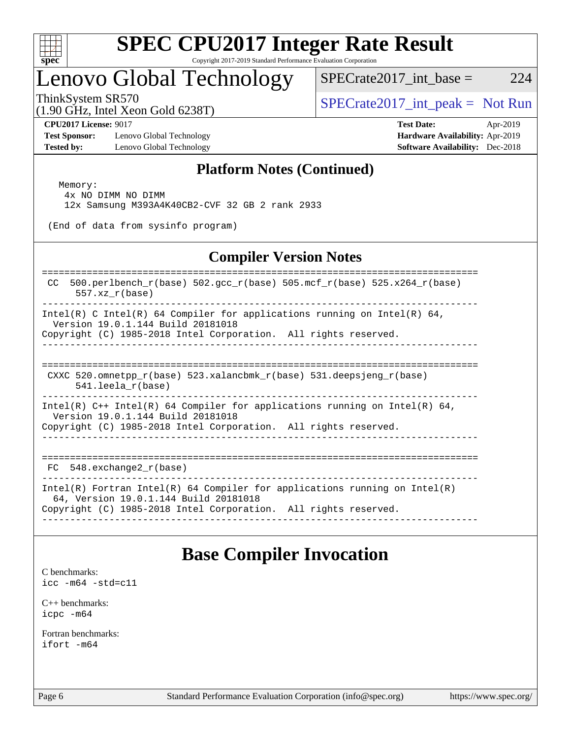## Platform Notes (Continued)

```
Memory:
  4x NO DIMM NO DIMM
  12x Samsung M393A4K40CB2-CVF 32 GB 2 rank 2933

(End of data from sysinfo program)
```

## Compiler Version Notes

```
==============================================================================
 CC  500.perlbench_r(base) 502.gcc_r(base) 505.mcf_r(base) 525.x264_r(base)
      557.xz_r(base)
------------------------------------------------------------------------------
Intel(R) C Intel(R) 64 Compiler for applications running on Intel(R) 64,
  Version 19.0.1.144 Build 20181018
Copyright (C) 1985-2018 Intel Corporation.  All rights reserved.
------------------------------------------------------------------------------

==============================================================================
 CXXC 520.omnetpp_r(base) 523.xalancbmk_r(base) 531.deepsjeng_r(base)
      541.leela_r(base)
------------------------------------------------------------------------------
Intel(R) C++ Intel(R) 64 Compiler for applications running on Intel(R) 64,
  Version 19.0.1.144 Build 20181018
Copyright (C) 1985-2018 Intel Corporation.  All rights reserved.
------------------------------------------------------------------------------

==============================================================================
 FC  548.exchange2_r(base)
------------------------------------------------------------------------------
Intel(R) Fortran Intel(R) 64 Compiler for applications running on Intel(R)
  64, Version 19.0.1.144 Build 20181018
Copyright (C) 1985-2018 Intel Corporation.  All rights reserved.
------------------------------------------------------------------------------
```

# Base Compiler Invocation

C benchmarks:
`icc -m64 -std=c11`

C++ benchmarks:
`icpc -m64`

Fortran benchmarks:
`ifort -m64`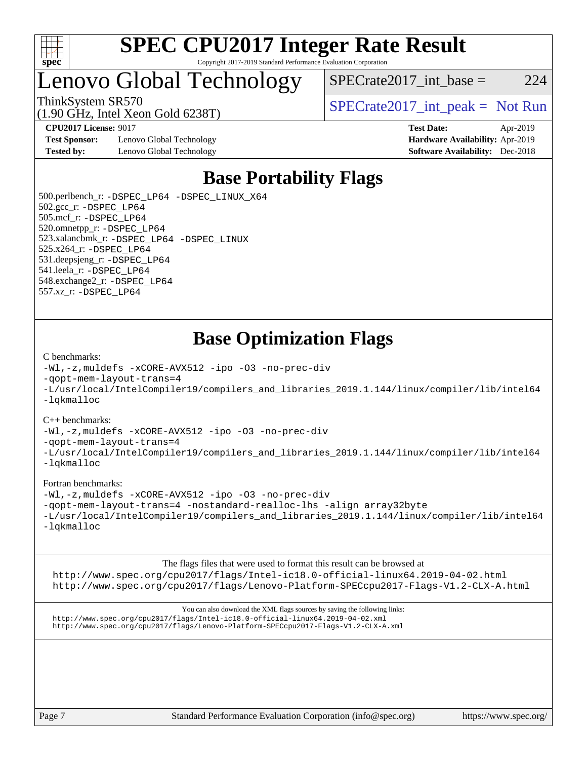# SPEC CPU2017 Integer Rate Result

Copyright 2017-2019 Standard Performance Evaluation Corporation

# Lenovo Global Technology

ThinkSystem SR570
(1.90 GHz, Intel Xeon Gold 6238T)

SPECrate2017_int_base = 224

SPECrate2017_int_peak = Not Run

**CPU2017 License:** 9017
**Test Sponsor:** Lenovo Global Technology
**Tested by:** Lenovo Global Technology

**Test Date:** Apr-2019
**Hardware Availability:** Apr-2019
**Software Availability:** Dec-2018

## Base Portability Flags

500.perlbench_r: `-DSPEC_LP64 -DSPEC_LINUX_X64`
502.gcc_r: `-DSPEC_LP64`
505.mcf_r: `-DSPEC_LP64`
520.omnetpp_r: `-DSPEC_LP64`
523.xalancbmk_r: `-DSPEC_LP64 -DSPEC_LINUX`
525.x264_r: `-DSPEC_LP64`
531.deepsjeng_r: `-DSPEC_LP64`
541.leela_r: `-DSPEC_LP64`
548.exchange2_r: `-DSPEC_LP64`
557.xz_r: `-DSPEC_LP64`

## Base Optimization Flags

C benchmarks:

```
-Wl,-z,muldefs -xCORE-AVX512 -ipo -O3 -no-prec-div
-qopt-mem-layout-trans=4
-L/usr/local/IntelCompiler19/compilers_and_libraries_2019.1.144/linux/compiler/lib/intel64
-lqkmalloc
```

C++ benchmarks:

```
-Wl,-z,muldefs -xCORE-AVX512 -ipo -O3 -no-prec-div
-qopt-mem-layout-trans=4
-L/usr/local/IntelCompiler19/compilers_and_libraries_2019.1.144/linux/compiler/lib/intel64
-lqkmalloc
```

Fortran benchmarks:

```
-Wl,-z,muldefs -xCORE-AVX512 -ipo -O3 -no-prec-div
-qopt-mem-layout-trans=4 -nostandard-realloc-lhs -align array32byte
-L/usr/local/IntelCompiler19/compilers_and_libraries_2019.1.144/linux/compiler/lib/intel64
-lqkmalloc
```

The flags files that were used to format this result can be browsed at
http://www.spec.org/cpu2017/flags/Intel-ic18.0-official-linux64.2019-04-02.html
http://www.spec.org/cpu2017/flags/Lenovo-Platform-SPECcpu2017-Flags-V1.2-CLX-A.html

You can also download the XML flags sources by saving the following links:
http://www.spec.org/cpu2017/flags/Intel-ic18.0-official-linux64.2019-04-02.xml
http://www.spec.org/cpu2017/flags/Lenovo-Platform-SPECcpu2017-Flags-V1.2-CLX-A.xml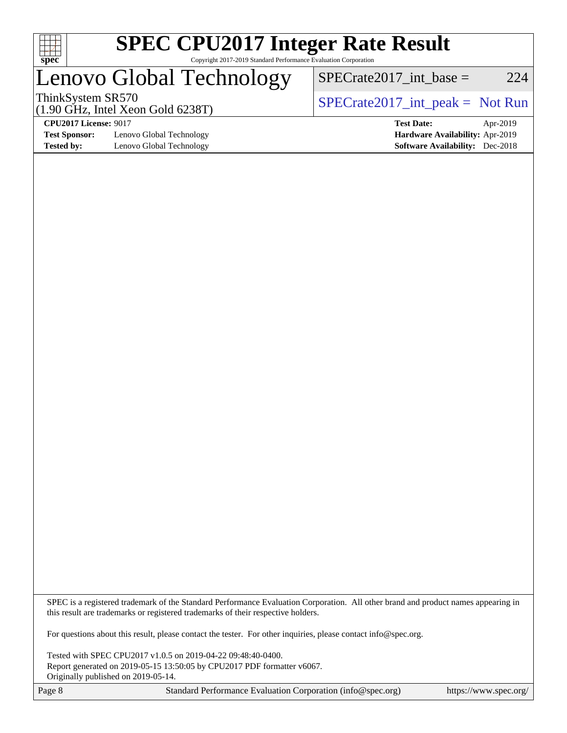# SPEC CPU2017 Integer Rate Result

Copyright 2017-2019 Standard Performance Evaluation Corporation

## Lenovo Global Technology

ThinkSystem SR570
(1.90 GHz, Intel Xeon Gold 6238T)

SPECrate2017_int_base = 224

SPECrate2017_int_peak = Not Run

**CPU2017 License:** 9017
**Test Sponsor:** Lenovo Global Technology
**Tested by:** Lenovo Global Technology

**Test Date:** Apr-2019
**Hardware Availability:** Apr-2019
**Software Availability:** Dec-2018

SPEC is a registered trademark of the Standard Performance Evaluation Corporation. All other brand and product names appearing in this result are trademarks or registered trademarks of their respective holders.

For questions about this result, please contact the tester. For other inquiries, please contact info@spec.org.

Tested with SPEC CPU2017 v1.0.5 on 2019-04-22 09:48:40-0400.
Report generated on 2019-05-15 13:50:05 by CPU2017 PDF formatter v6067.
Originally published on 2019-05-14.